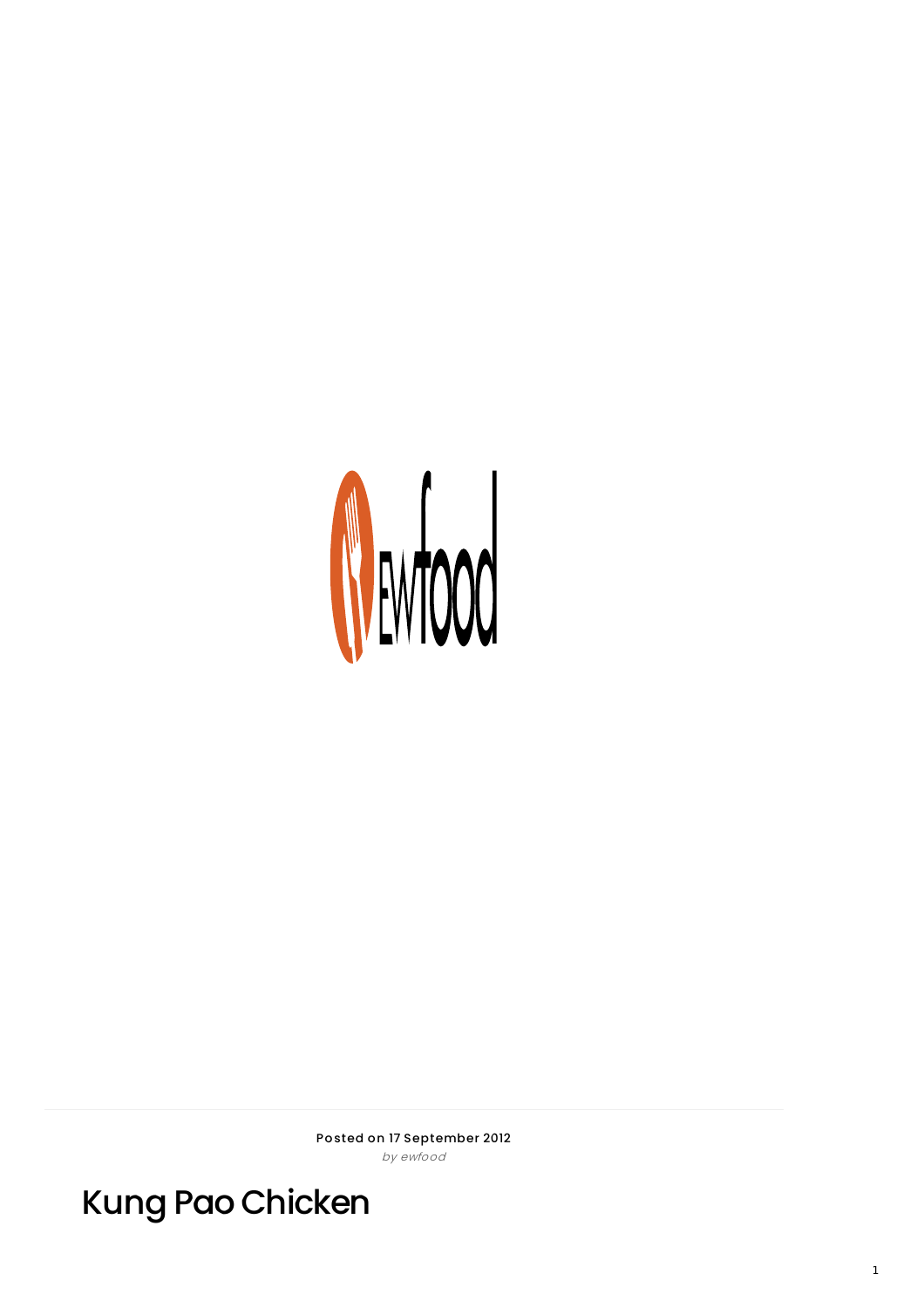ewfood

Posted on 17 September 2012

*by ewfood*

# Kung Pao Chicken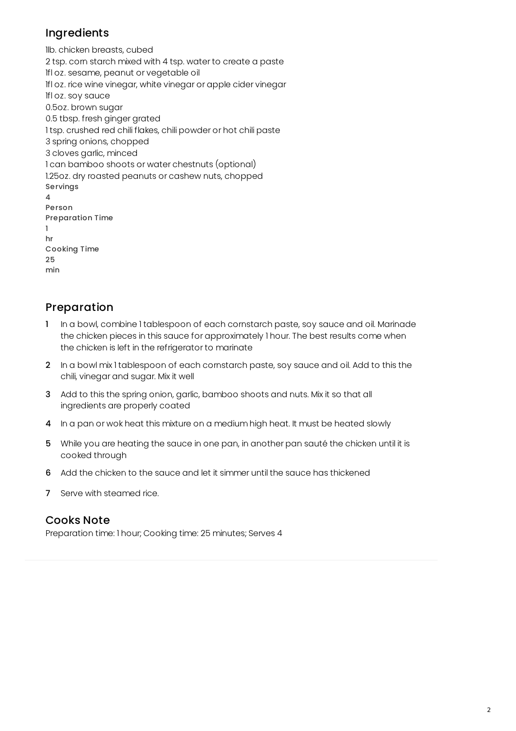## Ingredients

1lb. chicken breasts, cubed
2 tsp. corn starch mixed with 4 tsp. water to create a paste
1fl oz. sesame, peanut or vegetable oil
1fl oz. rice wine vinegar, white vinegar or apple cider vinegar
1fl oz. soy sauce
0.5oz. brown sugar
0.5 tbsp. fresh ginger grated
1 tsp. crushed red chili flakes, chili powder or hot chili paste
3 spring onions, chopped
3 cloves garlic, minced
1 can bamboo shoots or water chestnuts (optional)
1.25oz. dry roasted peanuts or cashew nuts, chopped

Servings
4
Person

Preparation Time
1
hr

Cooking Time
25
min

## Preparation

1. In a bowl, combine 1 tablespoon of each cornstarch paste, soy sauce and oil. Marinade the chicken pieces in this sauce for approximately 1 hour. The best results come when the chicken is left in the refrigerator to marinate
2. In a bowl mix 1 tablespoon of each cornstarch paste, soy sauce and oil. Add to this the chili, vinegar and sugar. Mix it well
3. Add to this the spring onion, garlic, bamboo shoots and nuts. Mix it so that all ingredients are properly coated
4. In a pan or wok heat this mixture on a medium high heat. It must be heated slowly
5. While you are heating the sauce in one pan, in another pan sauté the chicken until it is cooked through
6. Add the chicken to the sauce and let it simmer until the sauce has thickened
7. Serve with steamed rice.

## Cooks Note

Preparation time: 1 hour; Cooking time: 25 minutes; Serves 4